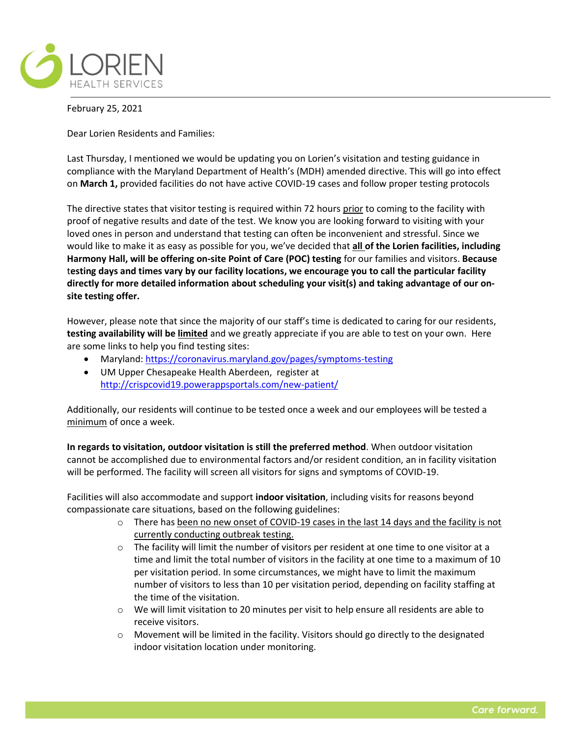LORIEN
HEALTH SERVICES

February 25, 2021

Dear Lorien Residents and Families:

Last Thursday, I mentioned we would be updating you on Lorien's visitation and testing guidance in compliance with the Maryland Department of Health's (MDH) amended directive. This will go into effect on **March 1,** provided facilities do not have active COVID-19 cases and follow proper testing protocols

The directive states that visitor testing is required within 72 hours prior to coming to the facility with proof of negative results and date of the test. We know you are looking forward to visiting with your loved ones in person and understand that testing can often be inconvenient and stressful. Since we would like to make it as easy as possible for you, we've decided that **all of the Lorien facilities, including Harmony Hall, will be offering on-site Point of Care (POC) testing** for our families and visitors. **Because testing days and times vary by our facility locations, we encourage you to call the particular facility directly for more detailed information about scheduling your visit(s) and taking advantage of our on-site testing offer.**

However, please note that since the majority of our staff's time is dedicated to caring for our residents, **testing availability will be limited** and we greatly appreciate if you are able to test on your own. Here are some links to help you find testing sites:

- Maryland: https://coronavirus.maryland.gov/pages/symptoms-testing
- UM Upper Chesapeake Health Aberdeen, register at http://crispcovid19.powerappsportals.com/new-patient/

Additionally, our residents will continue to be tested once a week and our employees will be tested a minimum of once a week.

**In regards to visitation, outdoor visitation is still the preferred method**. When outdoor visitation cannot be accomplished due to environmental factors and/or resident condition, an in facility visitation will be performed. The facility will screen all visitors for signs and symptoms of COVID-19.

Facilities will also accommodate and support **indoor visitation**, including visits for reasons beyond compassionate care situations, based on the following guidelines:

- There has been no new onset of COVID-19 cases in the last 14 days and the facility is not currently conducting outbreak testing.
- The facility will limit the number of visitors per resident at one time to one visitor at a time and limit the total number of visitors in the facility at one time to a maximum of 10 per visitation period. In some circumstances, we might have to limit the maximum number of visitors to less than 10 per visitation period, depending on facility staffing at the time of the visitation.
- We will limit visitation to 20 minutes per visit to help ensure all residents are able to receive visitors.
- Movement will be limited in the facility. Visitors should go directly to the designated indoor visitation location under monitoring.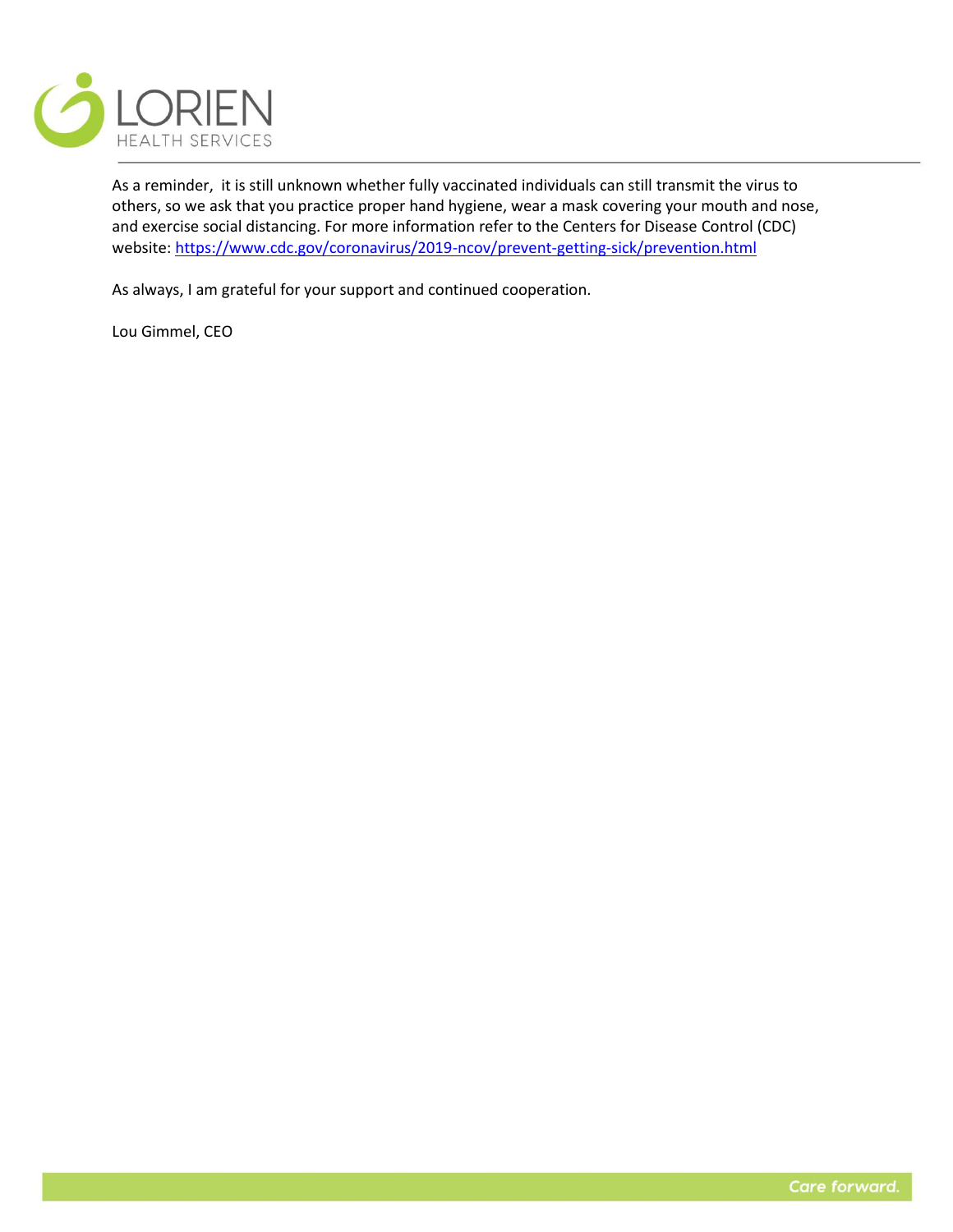As a reminder,  it is still unknown whether fully vaccinated individuals can still transmit the virus to others, so we ask that you practice proper hand hygiene, wear a mask covering your mouth and nose, and exercise social distancing. For more information refer to the Centers for Disease Control (CDC) website: https://www.cdc.gov/coronavirus/2019-ncov/prevent-getting-sick/prevention.html

As always, I am grateful for your support and continued cooperation.

Lou Gimmel, CEO